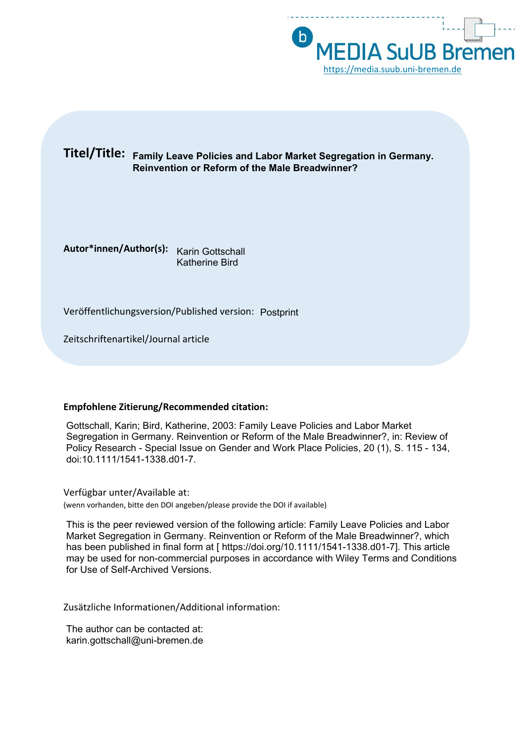MEDIA SuUB Bremen

https://media.suub.uni-bremen.de

**Titel/Title:** **Family Leave Policies and Labor Market Segregation in Germany. Reinvention or Reform of the Male Breadwinner?**

**Autor*innen/Author(s):** Karin Gottschall
Katherine Bird

Veröffentlichungsversion/Published version: Postprint

Zeitschriftenartikel/Journal article

**Empfohlene Zitierung/Recommended citation:**

Gottschall, Karin; Bird, Katherine, 2003: Family Leave Policies and Labor Market Segregation in Germany. Reinvention or Reform of the Male Breadwinner?, in: Review of Policy Research - Special Issue on Gender and Work Place Policies, 20 (1), S. 115 - 134, doi:10.1111/1541-1338.d01-7.

Verfügbar unter/Available at:
(wenn vorhanden, bitte den DOI angeben/please provide the DOI if available)

This is the peer reviewed version of the following article: Family Leave Policies and Labor Market Segregation in Germany. Reinvention or Reform of the Male Breadwinner?, which has been published in final form at [ https://doi.org/10.1111/1541-1338.d01-7]. This article may be used for non-commercial purposes in accordance with Wiley Terms and Conditions for Use of Self-Archived Versions.

Zusätzliche Informationen/Additional information:

The author can be contacted at:
karin.gottschall@uni-bremen.de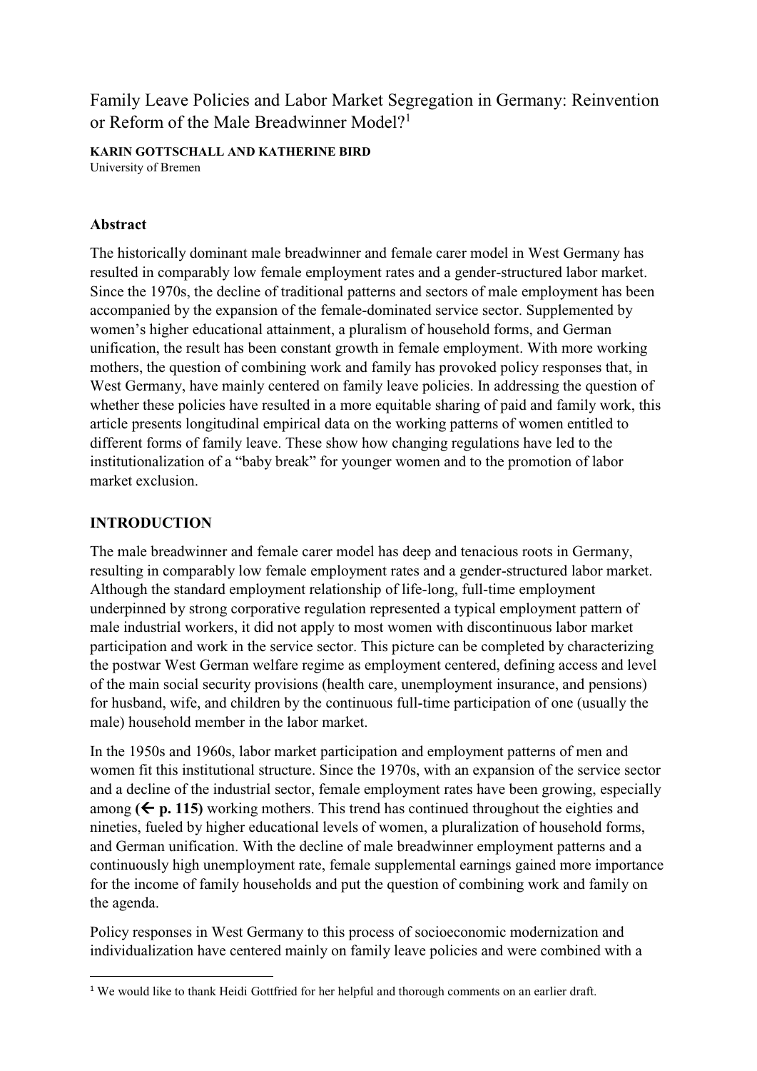# Family Leave Policies and Labor Market Segregation in Germany: Reinvention or Reform of the Male Breadwinner Model?[1]

**KARIN GOTTSCHALL AND KATHERINE BIRD**
University of Bremen

## Abstract

The historically dominant male breadwinner and female carer model in West Germany has resulted in comparably low female employment rates and a gender-structured labor market. Since the 1970s, the decline of traditional patterns and sectors of male employment has been accompanied by the expansion of the female-dominated service sector. Supplemented by women's higher educational attainment, a pluralism of household forms, and German unification, the result has been constant growth in female employment. With more working mothers, the question of combining work and family has provoked policy responses that, in West Germany, have mainly centered on family leave policies. In addressing the question of whether these policies have resulted in a more equitable sharing of paid and family work, this article presents longitudinal empirical data on the working patterns of women entitled to different forms of family leave. These show how changing regulations have led to the institutionalization of a "baby break" for younger women and to the promotion of labor market exclusion.

## INTRODUCTION

The male breadwinner and female carer model has deep and tenacious roots in Germany, resulting in comparably low female employment rates and a gender-structured labor market. Although the standard employment relationship of life-long, full-time employment underpinned by strong corporative regulation represented a typical employment pattern of male industrial workers, it did not apply to most women with discontinuous labor market participation and work in the service sector. This picture can be completed by characterizing the postwar West German welfare regime as employment centered, defining access and level of the main social security provisions (health care, unemployment insurance, and pensions) for husband, wife, and children by the continuous full-time participation of one (usually the male) household member in the labor market.

In the 1950s and 1960s, labor market participation and employment patterns of men and women fit this institutional structure. Since the 1970s, with an expansion of the service sector and a decline of the industrial sector, female employment rates have been growing, especially among **(← p. 115)** working mothers. This trend has continued throughout the eighties and nineties, fueled by higher educational levels of women, a pluralization of household forms, and German unification. With the decline of male breadwinner employment patterns and a continuously high unemployment rate, female supplemental earnings gained more importance for the income of family households and put the question of combining work and family on the agenda.

Policy responses in West Germany to this process of socioeconomic modernization and individualization have centered mainly on family leave policies and were combined with a

[1] We would like to thank Heidi Gottfried for her helpful and thorough comments on an earlier draft.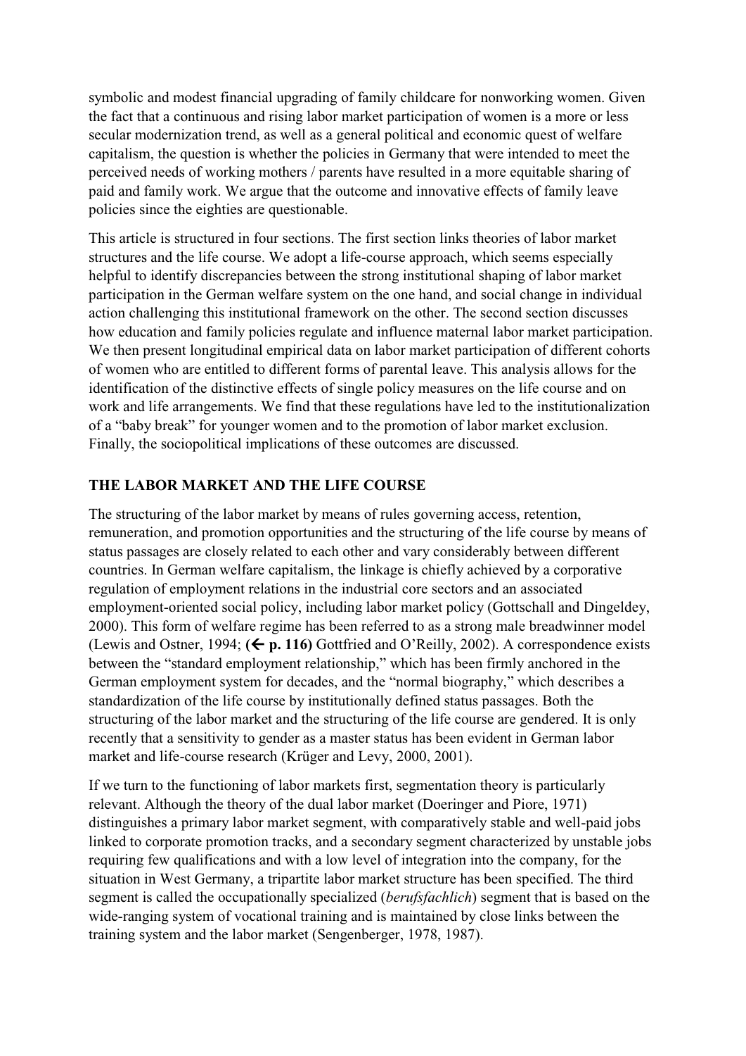symbolic and modest financial upgrading of family childcare for nonworking women. Given the fact that a continuous and rising labor market participation of women is a more or less secular modernization trend, as well as a general political and economic quest of welfare capitalism, the question is whether the policies in Germany that were intended to meet the perceived needs of working mothers / parents have resulted in a more equitable sharing of paid and family work. We argue that the outcome and innovative effects of family leave policies since the eighties are questionable.

This article is structured in four sections. The first section links theories of labor market structures and the life course. We adopt a life-course approach, which seems especially helpful to identify discrepancies between the strong institutional shaping of labor market participation in the German welfare system on the one hand, and social change in individual action challenging this institutional framework on the other. The second section discusses how education and family policies regulate and influence maternal labor market participation. We then present longitudinal empirical data on labor market participation of different cohorts of women who are entitled to different forms of parental leave. This analysis allows for the identification of the distinctive effects of single policy measures on the life course and on work and life arrangements. We find that these regulations have led to the institutionalization of a "baby break" for younger women and to the promotion of labor market exclusion. Finally, the sociopolitical implications of these outcomes are discussed.

## THE LABOR MARKET AND THE LIFE COURSE

The structuring of the labor market by means of rules governing access, retention, remuneration, and promotion opportunities and the structuring of the life course by means of status passages are closely related to each other and vary considerably between different countries. In German welfare capitalism, the linkage is chiefly achieved by a corporative regulation of employment relations in the industrial core sectors and an associated employment-oriented social policy, including labor market policy (Gottschall and Dingeldey, 2000). This form of welfare regime has been referred to as a strong male breadwinner model (Lewis and Ostner, 1994; **(← p. 116)** Gottfried and O'Reilly, 2002). A correspondence exists between the "standard employment relationship," which has been firmly anchored in the German employment system for decades, and the "normal biography," which describes a standardization of the life course by institutionally defined status passages. Both the structuring of the labor market and the structuring of the life course are gendered. It is only recently that a sensitivity to gender as a master status has been evident in German labor market and life-course research (Krüger and Levy, 2000, 2001).

If we turn to the functioning of labor markets first, segmentation theory is particularly relevant. Although the theory of the dual labor market (Doeringer and Piore, 1971) distinguishes a primary labor market segment, with comparatively stable and well-paid jobs linked to corporate promotion tracks, and a secondary segment characterized by unstable jobs requiring few qualifications and with a low level of integration into the company, for the situation in West Germany, a tripartite labor market structure has been specified. The third segment is called the occupationally specialized (*berufsfachlich*) segment that is based on the wide-ranging system of vocational training and is maintained by close links between the training system and the labor market (Sengenberger, 1978, 1987).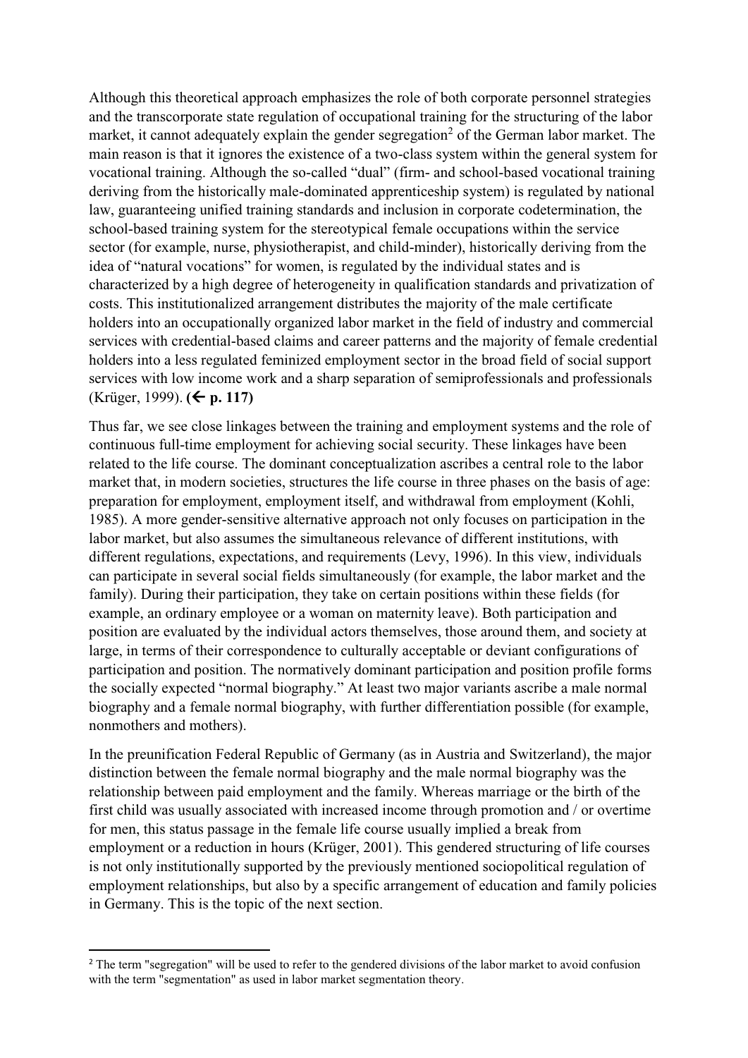Although this theoretical approach emphasizes the role of both corporate personnel strategies and the transcorporate state regulation of occupational training for the structuring of the labor market, it cannot adequately explain the gender segregation[2] of the German labor market. The main reason is that it ignores the existence of a two-class system within the general system for vocational training. Although the so-called "dual" (firm- and school-based vocational training deriving from the historically male-dominated apprenticeship system) is regulated by national law, guaranteeing unified training standards and inclusion in corporate codetermination, the school-based training system for the stereotypical female occupations within the service sector (for example, nurse, physiotherapist, and child-minder), historically deriving from the idea of "natural vocations" for women, is regulated by the individual states and is characterized by a high degree of heterogeneity in qualification standards and privatization of costs. This institutionalized arrangement distributes the majority of the male certificate holders into an occupationally organized labor market in the field of industry and commercial services with credential-based claims and career patterns and the majority of female credential holders into a less regulated feminized employment sector in the broad field of social support services with low income work and a sharp separation of semiprofessionals and professionals (Krüger, 1999). **(← p. 117)**

Thus far, we see close linkages between the training and employment systems and the role of continuous full-time employment for achieving social security. These linkages have been related to the life course. The dominant conceptualization ascribes a central role to the labor market that, in modern societies, structures the life course in three phases on the basis of age: preparation for employment, employment itself, and withdrawal from employment (Kohli, 1985). A more gender-sensitive alternative approach not only focuses on participation in the labor market, but also assumes the simultaneous relevance of different institutions, with different regulations, expectations, and requirements (Levy, 1996). In this view, individuals can participate in several social fields simultaneously (for example, the labor market and the family). During their participation, they take on certain positions within these fields (for example, an ordinary employee or a woman on maternity leave). Both participation and position are evaluated by the individual actors themselves, those around them, and society at large, in terms of their correspondence to culturally acceptable or deviant configurations of participation and position. The normatively dominant participation and position profile forms the socially expected "normal biography." At least two major variants ascribe a male normal biography and a female normal biography, with further differentiation possible (for example, nonmothers and mothers).

In the preunification Federal Republic of Germany (as in Austria and Switzerland), the major distinction between the female normal biography and the male normal biography was the relationship between paid employment and the family. Whereas marriage or the birth of the first child was usually associated with increased income through promotion and / or overtime for men, this status passage in the female life course usually implied a break from employment or a reduction in hours (Krüger, 2001). This gendered structuring of life courses is not only institutionally supported by the previously mentioned sociopolitical regulation of employment relationships, but also by a specific arrangement of education and family policies in Germany. This is the topic of the next section.

[2] The term "segregation" will be used to refer to the gendered divisions of the labor market to avoid confusion with the term "segmentation" as used in labor market segmentation theory.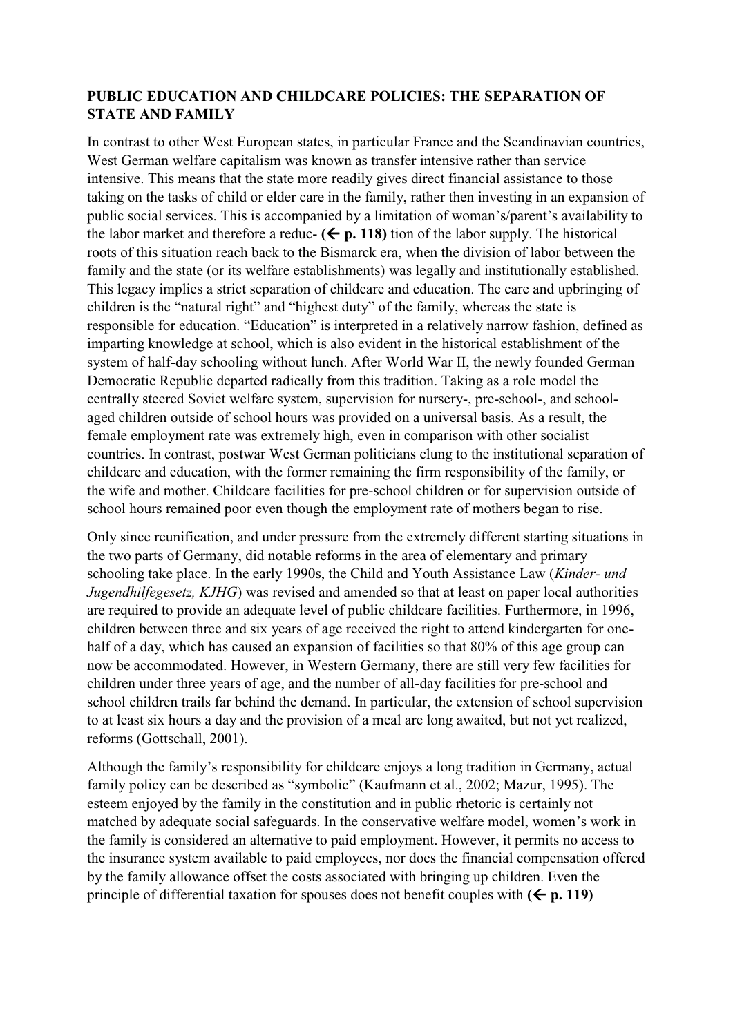**PUBLIC EDUCATION AND CHILDCARE POLICIES: THE SEPARATION OF STATE AND FAMILY**

In contrast to other West European states, in particular France and the Scandinavian countries, West German welfare capitalism was known as transfer intensive rather than service intensive. This means that the state more readily gives direct financial assistance to those taking on the tasks of child or elder care in the family, rather then investing in an expansion of public social services. This is accompanied by a limitation of woman's/parent's availability to the labor market and therefore a reduc- **(← p. 118)** tion of the labor supply. The historical roots of this situation reach back to the Bismarck era, when the division of labor between the family and the state (or its welfare establishments) was legally and institutionally established. This legacy implies a strict separation of childcare and education. The care and upbringing of children is the "natural right" and "highest duty" of the family, whereas the state is responsible for education. "Education" is interpreted in a relatively narrow fashion, defined as imparting knowledge at school, which is also evident in the historical establishment of the system of half-day schooling without lunch. After World War II, the newly founded German Democratic Republic departed radically from this tradition. Taking as a role model the centrally steered Soviet welfare system, supervision for nursery-, pre-school-, and school-aged children outside of school hours was provided on a universal basis. As a result, the female employment rate was extremely high, even in comparison with other socialist countries. In contrast, postwar West German politicians clung to the institutional separation of childcare and education, with the former remaining the firm responsibility of the family, or the wife and mother. Childcare facilities for pre-school children or for supervision outside of school hours remained poor even though the employment rate of mothers began to rise.

Only since reunification, and under pressure from the extremely different starting situations in the two parts of Germany, did notable reforms in the area of elementary and primary schooling take place. In the early 1990s, the Child and Youth Assistance Law (*Kinder- und Jugendhilfegesetz, KJHG*) was revised and amended so that at least on paper local authorities are required to provide an adequate level of public childcare facilities. Furthermore, in 1996, children between three and six years of age received the right to attend kindergarten for one-half of a day, which has caused an expansion of facilities so that 80% of this age group can now be accommodated. However, in Western Germany, there are still very few facilities for children under three years of age, and the number of all-day facilities for pre-school and school children trails far behind the demand. In particular, the extension of school supervision to at least six hours a day and the provision of a meal are long awaited, but not yet realized, reforms (Gottschall, 2001).

Although the family's responsibility for childcare enjoys a long tradition in Germany, actual family policy can be described as "symbolic" (Kaufmann et al., 2002; Mazur, 1995). The esteem enjoyed by the family in the constitution and in public rhetoric is certainly not matched by adequate social safeguards. In the conservative welfare model, women's work in the family is considered an alternative to paid employment. However, it permits no access to the insurance system available to paid employees, nor does the financial compensation offered by the family allowance offset the costs associated with bringing up children. Even the principle of differential taxation for spouses does not benefit couples with **(← p. 119)**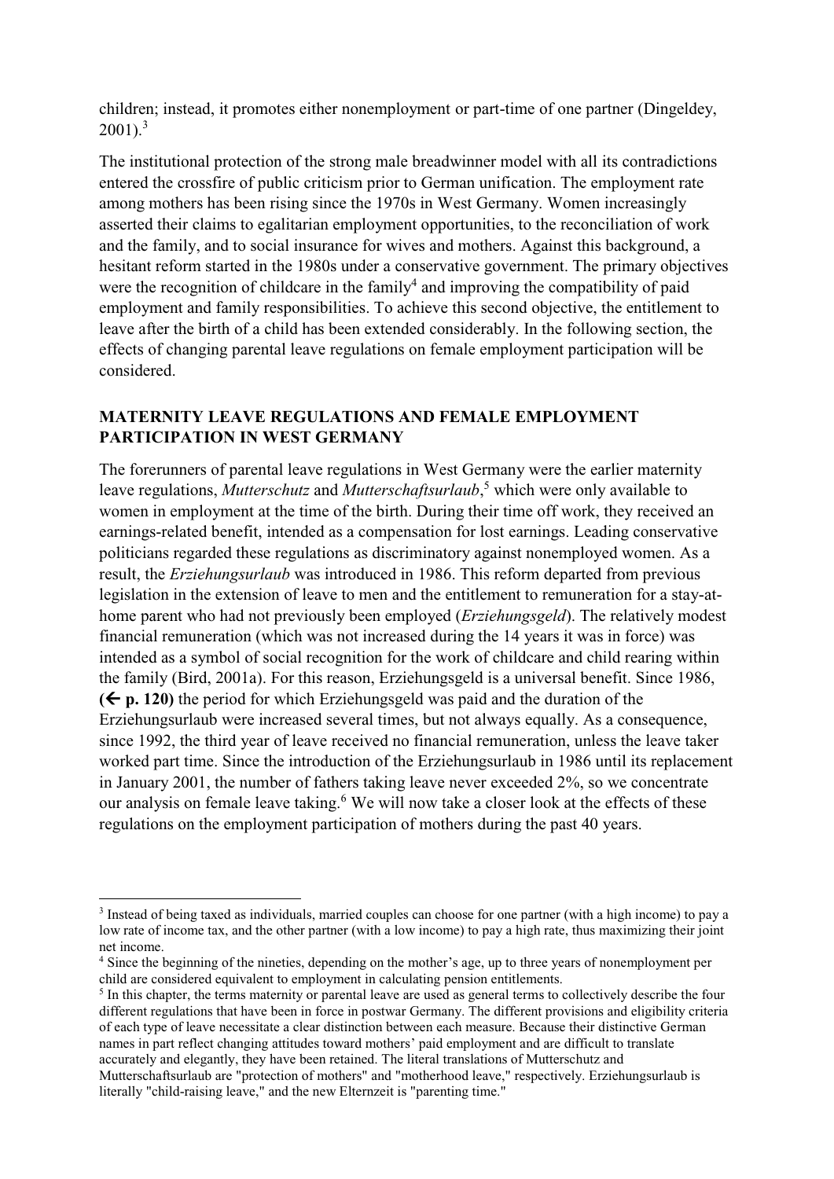children; instead, it promotes either nonemployment or part-time of one partner (Dingeldey, 2001).[3]

The institutional protection of the strong male breadwinner model with all its contradictions entered the crossfire of public criticism prior to German unification. The employment rate among mothers has been rising since the 1970s in West Germany. Women increasingly asserted their claims to egalitarian employment opportunities, to the reconciliation of work and the family, and to social insurance for wives and mothers. Against this background, a hesitant reform started in the 1980s under a conservative government. The primary objectives were the recognition of childcare in the family[4] and improving the compatibility of paid employment and family responsibilities. To achieve this second objective, the entitlement to leave after the birth of a child has been extended considerably. In the following section, the effects of changing parental leave regulations on female employment participation will be considered.

## MATERNITY LEAVE REGULATIONS AND FEMALE EMPLOYMENT PARTICIPATION IN WEST GERMANY

The forerunners of parental leave regulations in West Germany were the earlier maternity leave regulations, *Mutterschutz* and *Mutterschaftsurlaub*,[5] which were only available to women in employment at the time of the birth. During their time off work, they received an earnings-related benefit, intended as a compensation for lost earnings. Leading conservative politicians regarded these regulations as discriminatory against nonemployed women. As a result, the *Erziehungsurlaub* was introduced in 1986. This reform departed from previous legislation in the extension of leave to men and the entitlement to remuneration for a stay-at-home parent who had not previously been employed (*Erziehungsgeld*). The relatively modest financial remuneration (which was not increased during the 14 years it was in force) was intended as a symbol of social recognition for the work of childcare and child rearing within the family (Bird, 2001a). For this reason, Erziehungsgeld is a universal benefit. Since 1986, **(← p. 120)** the period for which Erziehungsgeld was paid and the duration of the Erziehungsurlaub were increased several times, but not always equally. As a consequence, since 1992, the third year of leave received no financial remuneration, unless the leave taker worked part time. Since the introduction of the Erziehungsurlaub in 1986 until its replacement in January 2001, the number of fathers taking leave never exceeded 2%, so we concentrate our analysis on female leave taking.[6] We will now take a closer look at the effects of these regulations on the employment participation of mothers during the past 40 years.

---

[3] Instead of being taxed as individuals, married couples can choose for one partner (with a high income) to pay a low rate of income tax, and the other partner (with a low income) to pay a high rate, thus maximizing their joint net income.

[4] Since the beginning of the nineties, depending on the mother's age, up to three years of nonemployment per child are considered equivalent to employment in calculating pension entitlements.

[5] In this chapter, the terms maternity or parental leave are used as general terms to collectively describe the four different regulations that have been in force in postwar Germany. The different provisions and eligibility criteria of each type of leave necessitate a clear distinction between each measure. Because their distinctive German names in part reflect changing attitudes toward mothers' paid employment and are difficult to translate accurately and elegantly, they have been retained. The literal translations of Mutterschutz and Mutterschaftsurlaub are "protection of mothers" and "motherhood leave," respectively. Erziehungsurlaub is literally "child-raising leave," and the new Elternzeit is "parenting time."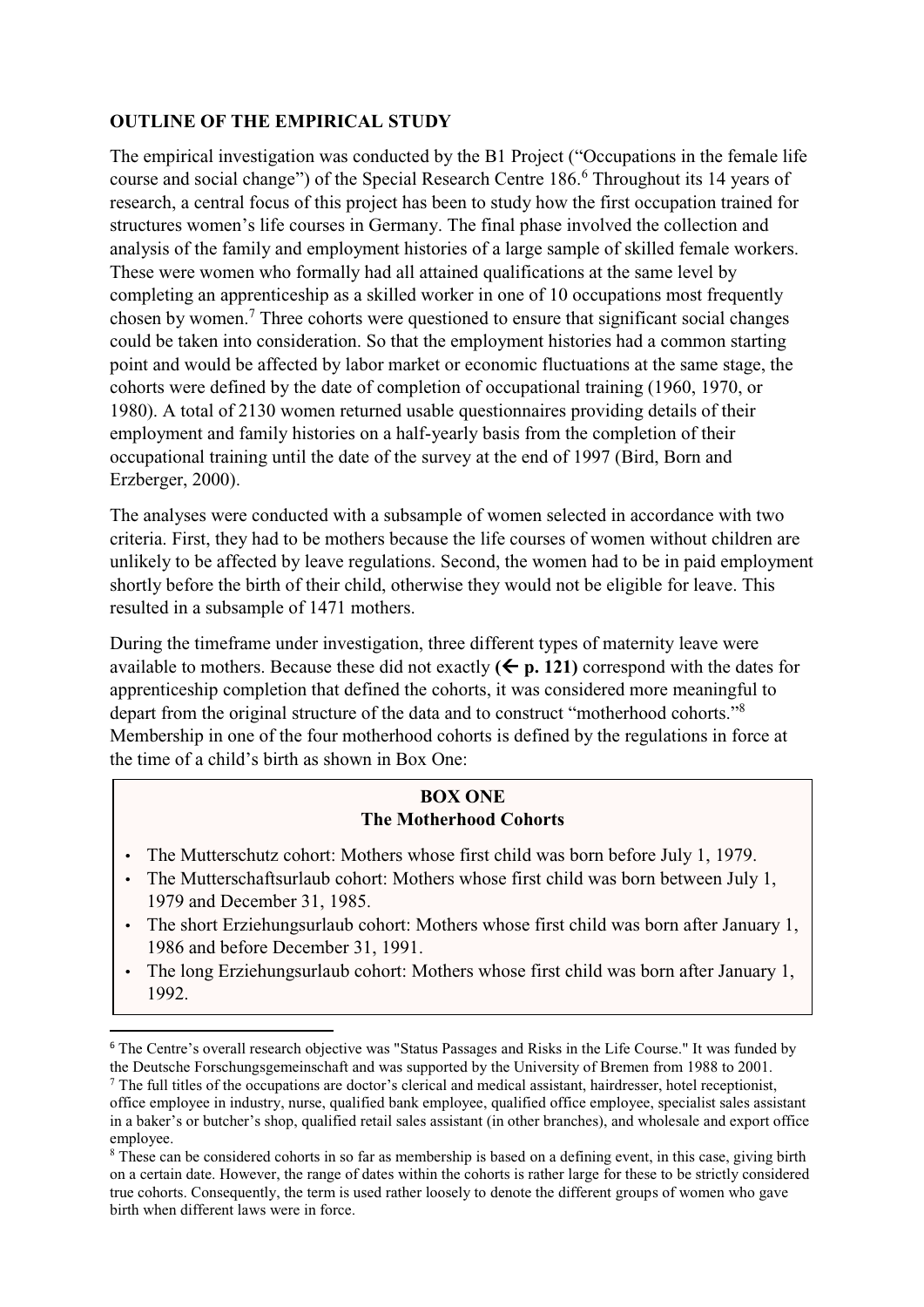**OUTLINE OF THE EMPIRICAL STUDY**

The empirical investigation was conducted by the B1 Project ("Occupations in the female life course and social change") of the Special Research Centre 186.[6] Throughout its 14 years of research, a central focus of this project has been to study how the first occupation trained for structures women's life courses in Germany. The final phase involved the collection and analysis of the family and employment histories of a large sample of skilled female workers. These were women who formally had all attained qualifications at the same level by completing an apprenticeship as a skilled worker in one of 10 occupations most frequently chosen by women.[7] Three cohorts were questioned to ensure that significant social changes could be taken into consideration. So that the employment histories had a common starting point and would be affected by labor market or economic fluctuations at the same stage, the cohorts were defined by the date of completion of occupational training (1960, 1970, or 1980). A total of 2130 women returned usable questionnaires providing details of their employment and family histories on a half-yearly basis from the completion of their occupational training until the date of the survey at the end of 1997 (Bird, Born and Erzberger, 2000).

The analyses were conducted with a subsample of women selected in accordance with two criteria. First, they had to be mothers because the life courses of women without children are unlikely to be affected by leave regulations. Second, the women had to be in paid employment shortly before the birth of their child, otherwise they would not be eligible for leave. This resulted in a subsample of 1471 mothers.

During the timeframe under investigation, three different types of maternity leave were available to mothers. Because these did not exactly **(← p. 121)** correspond with the dates for apprenticeship completion that defined the cohorts, it was considered more meaningful to depart from the original structure of the data and to construct "motherhood cohorts."[8] Membership in one of the four motherhood cohorts is defined by the regulations in force at the time of a child's birth as shown in Box One:

**BOX ONE**
**The Motherhood Cohorts**

- The Mutterschutz cohort: Mothers whose first child was born before July 1, 1979.
- The Mutterschaftsurlaub cohort: Mothers whose first child was born between July 1, 1979 and December 31, 1985.
- The short Erziehungsurlaub cohort: Mothers whose first child was born after January 1, 1986 and before December 31, 1991.
- The long Erziehungsurlaub cohort: Mothers whose first child was born after January 1, 1992.

---

[6] The Centre's overall research objective was "Status Passages and Risks in the Life Course." It was funded by the Deutsche Forschungsgemeinschaft and was supported by the University of Bremen from 1988 to 2001.

[7] The full titles of the occupations are doctor's clerical and medical assistant, hairdresser, hotel receptionist, office employee in industry, nurse, qualified bank employee, qualified office employee, specialist sales assistant in a baker's or butcher's shop, qualified retail sales assistant (in other branches), and wholesale and export office employee.

[8] These can be considered cohorts in so far as membership is based on a defining event, in this case, giving birth on a certain date. However, the range of dates within the cohorts is rather large for these to be strictly considered true cohorts. Consequently, the term is used rather loosely to denote the different groups of women who gave birth when different laws were in force.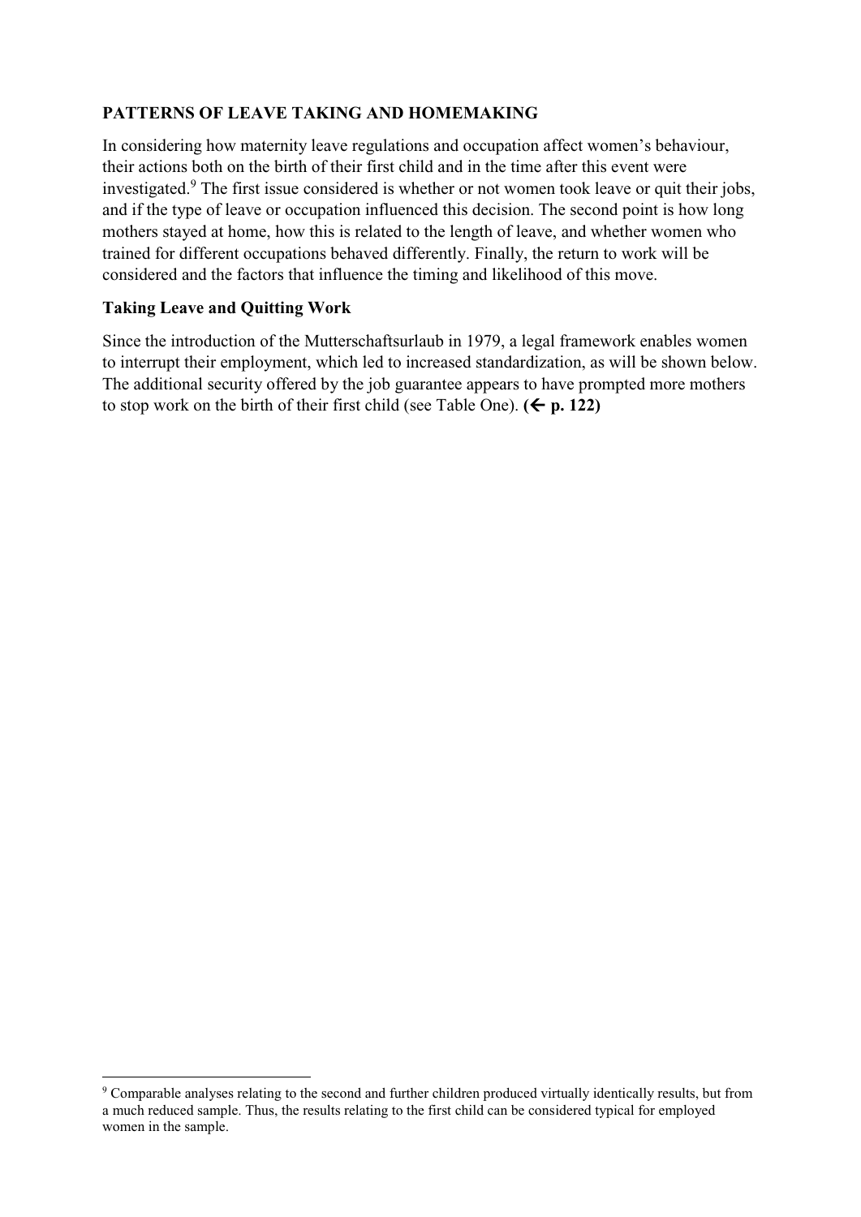## PATTERNS OF LEAVE TAKING AND HOMEMAKING

In considering how maternity leave regulations and occupation affect women's behaviour, their actions both on the birth of their first child and in the time after this event were investigated.[9] The first issue considered is whether or not women took leave or quit their jobs, and if the type of leave or occupation influenced this decision. The second point is how long mothers stayed at home, how this is related to the length of leave, and whether women who trained for different occupations behaved differently. Finally, the return to work will be considered and the factors that influence the timing and likelihood of this move.

### Taking Leave and Quitting Work

Since the introduction of the Mutterschaftsurlaub in 1979, a legal framework enables women to interrupt their employment, which led to increased standardization, as will be shown below. The additional security offered by the job guarantee appears to have prompted more mothers to stop work on the birth of their first child (see Table One). **(← p. 122)**

---

[9] Comparable analyses relating to the second and further children produced virtually identically results, but from a much reduced sample. Thus, the results relating to the first child can be considered typical for employed women in the sample.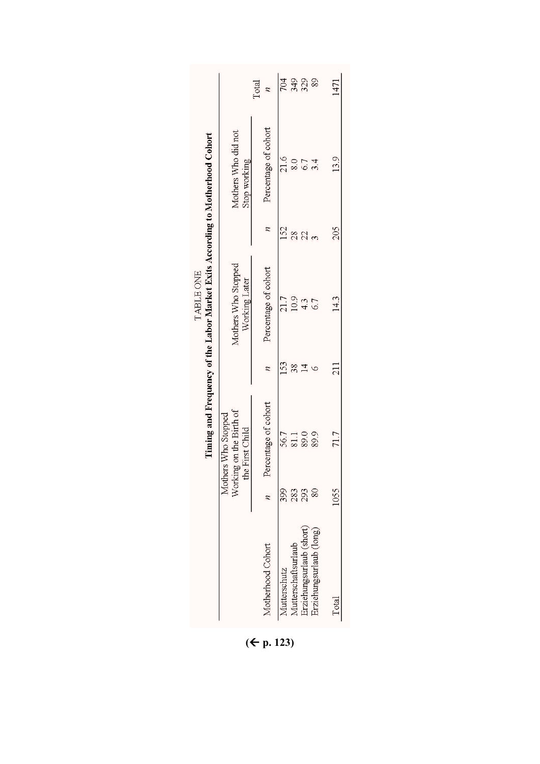TABLE ONE

**Timing and Frequency of the Labor Market Exits According to Motherhood Cohort**

| Motherhood Cohort | Mothers Who Stopped Working on the Birth of the First Child | | Mothers Who Stopped Working Later | | Mothers Who did not Stop working | | Total |
|---|---|---|---|---|---|---|---|
| | *n* | Percentage of cohort | *n* | Percentage of cohort | *n* | Percentage of cohort | *n* |
| Mutterschutz | 399 | 56.7 | 153 | 21.7 | 152 | 21.6 | 704 |
| Mutterschaftsurlaub | 283 | 81.1 | 38 | 10.9 | 28 | 8.0 | 349 |
| Erziehungsurlaub (short) | 293 | 89.0 | 14 | 4.3 | 22 | 6.7 | 329 |
| Erziehungsurlaub (long) | 80 | 89.9 | 6 | 6.7 | 3 | 3.4 | 89 |
| Total | 1055 | 71.7 | 211 | 14.3 | 205 | 13.9 | 1471 |

**(← p. 123)**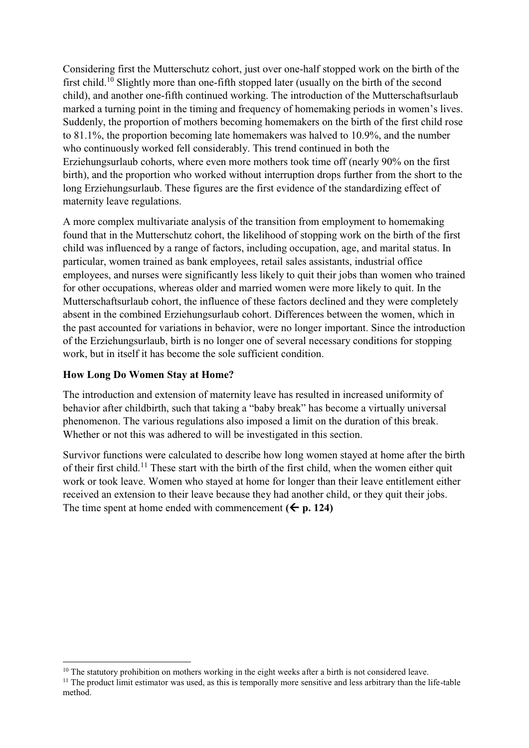Considering first the Mutterschutz cohort, just over one-half stopped work on the birth of the first child.[10] Slightly more than one-fifth stopped later (usually on the birth of the second child), and another one-fifth continued working. The introduction of the Mutterschaftsurlaub marked a turning point in the timing and frequency of homemaking periods in women's lives. Suddenly, the proportion of mothers becoming homemakers on the birth of the first child rose to 81.1%, the proportion becoming late homemakers was halved to 10.9%, and the number who continuously worked fell considerably. This trend continued in both the Erziehungsurlaub cohorts, where even more mothers took time off (nearly 90% on the first birth), and the proportion who worked without interruption drops further from the short to the long Erziehungsurlaub. These figures are the first evidence of the standardizing effect of maternity leave regulations.

A more complex multivariate analysis of the transition from employment to homemaking found that in the Mutterschutz cohort, the likelihood of stopping work on the birth of the first child was influenced by a range of factors, including occupation, age, and marital status. In particular, women trained as bank employees, retail sales assistants, industrial office employees, and nurses were significantly less likely to quit their jobs than women who trained for other occupations, whereas older and married women were more likely to quit. In the Mutterschaftsurlaub cohort, the influence of these factors declined and they were completely absent in the combined Erziehungsurlaub cohort. Differences between the women, which in the past accounted for variations in behavior, were no longer important. Since the introduction of the Erziehungsurlaub, birth is no longer one of several necessary conditions for stopping work, but in itself it has become the sole sufficient condition.

### How Long Do Women Stay at Home?

The introduction and extension of maternity leave has resulted in increased uniformity of behavior after childbirth, such that taking a "baby break" has become a virtually universal phenomenon. The various regulations also imposed a limit on the duration of this break. Whether or not this was adhered to will be investigated in this section.

Survivor functions were calculated to describe how long women stayed at home after the birth of their first child.[11] These start with the birth of the first child, when the women either quit work or took leave. Women who stayed at home for longer than their leave entitlement either received an extension to their leave because they had another child, or they quit their jobs. The time spent at home ended with commencement **(← p. 124)**

[10] The statutory prohibition on mothers working in the eight weeks after a birth is not considered leave.

[11] The product limit estimator was used, as this is temporally more sensitive and less arbitrary than the life-table method.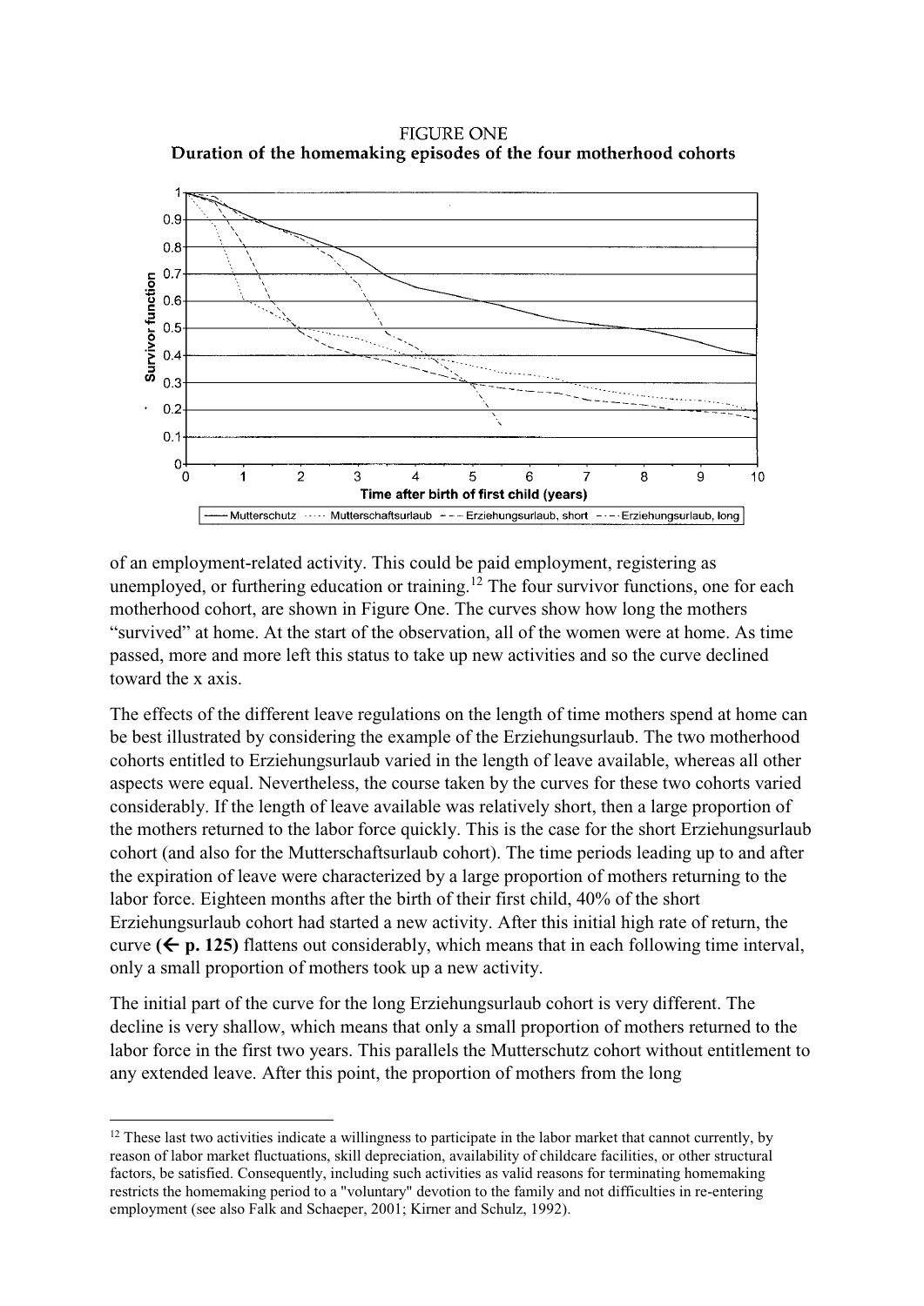FIGURE ONE
**Duration of the homemaking episodes of the four motherhood cohorts**

Survivor function

1
0.9
0.8
0.7
0.6
0.5
0.4
0.3
0.2
0.1
0

0 1 2 3 4 5 6 7 8 9 10

Time after birth of first child (years)

Mutterschutz · Mutterschaftsurlaub · Erziehungsurlaub, short · Erziehungsurlaub, long

of an employment-related activity. This could be paid employment, registering as unemployed, or furthering education or training.[12] The four survivor functions, one for each motherhood cohort, are shown in Figure One. The curves show how long the mothers "survived" at home. At the start of the observation, all of the women were at home. As time passed, more and more left this status to take up new activities and so the curve declined toward the x axis.

The effects of the different leave regulations on the length of time mothers spend at home can be best illustrated by considering the example of the Erziehungsurlaub. The two motherhood cohorts entitled to Erziehungsurlaub varied in the length of leave available, whereas all other aspects were equal. Nevertheless, the course taken by the curves for these two cohorts varied considerably. If the length of leave available was relatively short, then a large proportion of the mothers returned to the labor force quickly. This is the case for the short Erziehungsurlaub cohort (and also for the Mutterschaftsurlaub cohort). The time periods leading up to and after the expiration of leave were characterized by a large proportion of mothers returning to the labor force. Eighteen months after the birth of their first child, 40% of the short Erziehungsurlaub cohort had started a new activity. After this initial high rate of return, the curve **(← p. 125)** flattens out considerably, which means that in each following time interval, only a small proportion of mothers took up a new activity.

The initial part of the curve for the long Erziehungsurlaub cohort is very different. The decline is very shallow, which means that only a small proportion of mothers returned to the labor force in the first two years. This parallels the Mutterschutz cohort without entitlement to any extended leave. After this point, the proportion of mothers from the long

[12] These last two activities indicate a willingness to participate in the labor market that cannot currently, by reason of labor market fluctuations, skill depreciation, availability of childcare facilities, or other structural factors, be satisfied. Consequently, including such activities as valid reasons for terminating homemaking restricts the homemaking period to a "voluntary" devotion to the family and not difficulties in re-entering employment (see also Falk and Schaeper, 2001; Kirner and Schulz, 1992).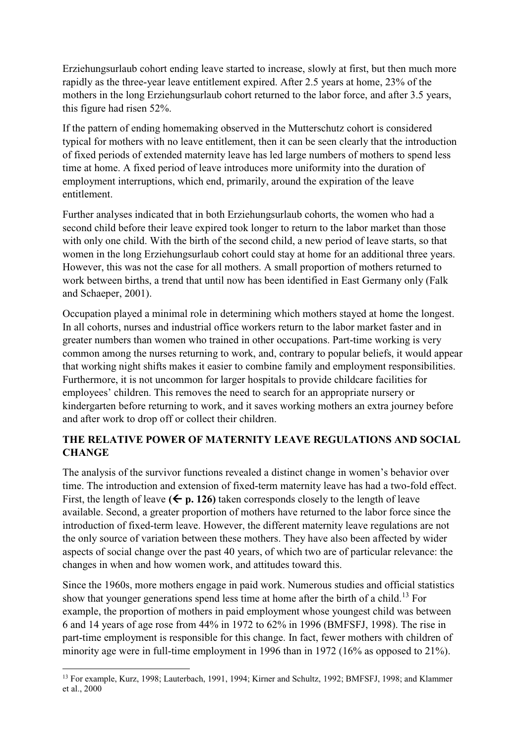Erziehungsurlaub cohort ending leave started to increase, slowly at first, but then much more rapidly as the three-year leave entitlement expired. After 2.5 years at home, 23% of the mothers in the long Erziehungsurlaub cohort returned to the labor force, and after 3.5 years, this figure had risen 52%.

If the pattern of ending homemaking observed in the Mutterschutz cohort is considered typical for mothers with no leave entitlement, then it can be seen clearly that the introduction of fixed periods of extended maternity leave has led large numbers of mothers to spend less time at home. A fixed period of leave introduces more uniformity into the duration of employment interruptions, which end, primarily, around the expiration of the leave entitlement.

Further analyses indicated that in both Erziehungsurlaub cohorts, the women who had a second child before their leave expired took longer to return to the labor market than those with only one child. With the birth of the second child, a new period of leave starts, so that women in the long Erziehungsurlaub cohort could stay at home for an additional three years. However, this was not the case for all mothers. A small proportion of mothers returned to work between births, a trend that until now has been identified in East Germany only (Falk and Schaeper, 2001).

Occupation played a minimal role in determining which mothers stayed at home the longest. In all cohorts, nurses and industrial office workers return to the labor market faster and in greater numbers than women who trained in other occupations. Part-time working is very common among the nurses returning to work, and, contrary to popular beliefs, it would appear that working night shifts makes it easier to combine family and employment responsibilities. Furthermore, it is not uncommon for larger hospitals to provide childcare facilities for employees' children. This removes the need to search for an appropriate nursery or kindergarten before returning to work, and it saves working mothers an extra journey before and after work to drop off or collect their children.

## THE RELATIVE POWER OF MATERNITY LEAVE REGULATIONS AND SOCIAL CHANGE

The analysis of the survivor functions revealed a distinct change in women's behavior over time. The introduction and extension of fixed-term maternity leave has had a two-fold effect. First, the length of leave **(← p. 126)** taken corresponds closely to the length of leave available. Second, a greater proportion of mothers have returned to the labor force since the introduction of fixed-term leave. However, the different maternity leave regulations are not the only source of variation between these mothers. They have also been affected by wider aspects of social change over the past 40 years, of which two are of particular relevance: the changes in when and how women work, and attitudes toward this.

Since the 1960s, more mothers engage in paid work. Numerous studies and official statistics show that younger generations spend less time at home after the birth of a child.[13] For example, the proportion of mothers in paid employment whose youngest child was between 6 and 14 years of age rose from 44% in 1972 to 62% in 1996 (BMFSFJ, 1998). The rise in part-time employment is responsible for this change. In fact, fewer mothers with children of minority age were in full-time employment in 1996 than in 1972 (16% as opposed to 21%).

[13] For example, Kurz, 1998; Lauterbach, 1991, 1994; Kirner and Schultz, 1992; BMFSFJ, 1998; and Klammer et al., 2000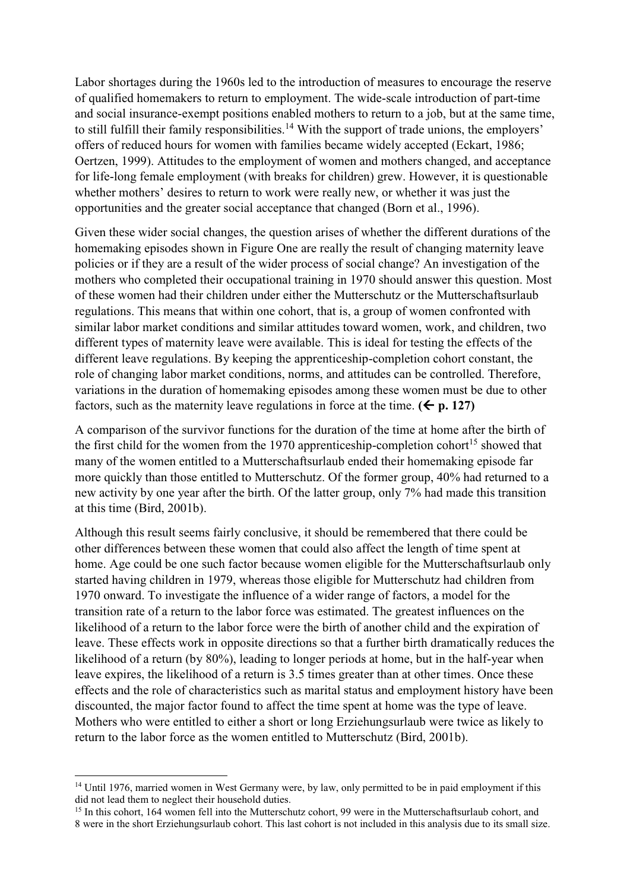Labor shortages during the 1960s led to the introduction of measures to encourage the reserve of qualified homemakers to return to employment. The wide-scale introduction of part-time and social insurance-exempt positions enabled mothers to return to a job, but at the same time, to still fulfill their family responsibilities.[14] With the support of trade unions, the employers' offers of reduced hours for women with families became widely accepted (Eckart, 1986; Oertzen, 1999). Attitudes to the employment of women and mothers changed, and acceptance for life-long female employment (with breaks for children) grew. However, it is questionable whether mothers' desires to return to work were really new, or whether it was just the opportunities and the greater social acceptance that changed (Born et al., 1996).

Given these wider social changes, the question arises of whether the different durations of the homemaking episodes shown in Figure One are really the result of changing maternity leave policies or if they are a result of the wider process of social change? An investigation of the mothers who completed their occupational training in 1970 should answer this question. Most of these women had their children under either the Mutterschutz or the Mutterschaftsurlaub regulations. This means that within one cohort, that is, a group of women confronted with similar labor market conditions and similar attitudes toward women, work, and children, two different types of maternity leave were available. This is ideal for testing the effects of the different leave regulations. By keeping the apprenticeship-completion cohort constant, the role of changing labor market conditions, norms, and attitudes can be controlled. Therefore, variations in the duration of homemaking episodes among these women must be due to other factors, such as the maternity leave regulations in force at the time. **(← p. 127)**

A comparison of the survivor functions for the duration of the time at home after the birth of the first child for the women from the 1970 apprenticeship-completion cohort[15] showed that many of the women entitled to a Mutterschaftsurlaub ended their homemaking episode far more quickly than those entitled to Mutterschutz. Of the former group, 40% had returned to a new activity by one year after the birth. Of the latter group, only 7% had made this transition at this time (Bird, 2001b).

Although this result seems fairly conclusive, it should be remembered that there could be other differences between these women that could also affect the length of time spent at home. Age could be one such factor because women eligible for the Mutterschaftsurlaub only started having children in 1979, whereas those eligible for Mutterschutz had children from 1970 onward. To investigate the influence of a wider range of factors, a model for the transition rate of a return to the labor force was estimated. The greatest influences on the likelihood of a return to the labor force were the birth of another child and the expiration of leave. These effects work in opposite directions so that a further birth dramatically reduces the likelihood of a return (by 80%), leading to longer periods at home, but in the half-year when leave expires, the likelihood of a return is 3.5 times greater than at other times. Once these effects and the role of characteristics such as marital status and employment history have been discounted, the major factor found to affect the time spent at home was the type of leave. Mothers who were entitled to either a short or long Erziehungsurlaub were twice as likely to return to the labor force as the women entitled to Mutterschutz (Bird, 2001b).

---

[14] Until 1976, married women in West Germany were, by law, only permitted to be in paid employment if this did not lead them to neglect their household duties.

[15] In this cohort, 164 women fell into the Mutterschutz cohort, 99 were in the Mutterschaftsurlaub cohort, and 8 were in the short Erziehungsurlaub cohort. This last cohort is not included in this analysis due to its small size.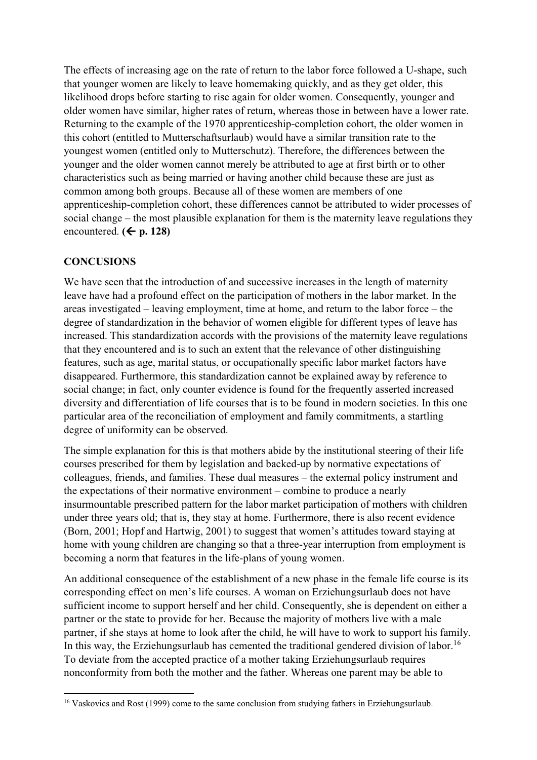The effects of increasing age on the rate of return to the labor force followed a U-shape, such that younger women are likely to leave homemaking quickly, and as they get older, this likelihood drops before starting to rise again for older women. Consequently, younger and older women have similar, higher rates of return, whereas those in between have a lower rate. Returning to the example of the 1970 apprenticeship-completion cohort, the older women in this cohort (entitled to Mutterschaftsurlaub) would have a similar transition rate to the youngest women (entitled only to Mutterschutz). Therefore, the differences between the younger and the older women cannot merely be attributed to age at first birth or to other characteristics such as being married or having another child because these are just as common among both groups. Because all of these women are members of one apprenticeship-completion cohort, these differences cannot be attributed to wider processes of social change – the most plausible explanation for them is the maternity leave regulations they encountered. **(🡐 p. 128)**

**CONCUSIONS**

We have seen that the introduction of and successive increases in the length of maternity leave have had a profound effect on the participation of mothers in the labor market. In the areas investigated – leaving employment, time at home, and return to the labor force – the degree of standardization in the behavior of women eligible for different types of leave has increased. This standardization accords with the provisions of the maternity leave regulations that they encountered and is to such an extent that the relevance of other distinguishing features, such as age, marital status, or occupationally specific labor market factors have disappeared. Furthermore, this standardization cannot be explained away by reference to social change; in fact, only counter evidence is found for the frequently asserted increased diversity and differentiation of life courses that is to be found in modern societies. In this one particular area of the reconciliation of employment and family commitments, a startling degree of uniformity can be observed.

The simple explanation for this is that mothers abide by the institutional steering of their life courses prescribed for them by legislation and backed-up by normative expectations of colleagues, friends, and families. These dual measures – the external policy instrument and the expectations of their normative environment – combine to produce a nearly insurmountable prescribed pattern for the labor market participation of mothers with children under three years old; that is, they stay at home. Furthermore, there is also recent evidence (Born, 2001; Hopf and Hartwig, 2001) to suggest that women's attitudes toward staying at home with young children are changing so that a three-year interruption from employment is becoming a norm that features in the life-plans of young women.

An additional consequence of the establishment of a new phase in the female life course is its corresponding effect on men's life courses. A woman on Erziehungsurlaub does not have sufficient income to support herself and her child. Consequently, she is dependent on either a partner or the state to provide for her. Because the majority of mothers live with a male partner, if she stays at home to look after the child, he will have to work to support his family. In this way, the Erziehungsurlaub has cemented the traditional gendered division of labor.[16] To deviate from the accepted practice of a mother taking Erziehungsurlaub requires nonconformity from both the mother and the father. Whereas one parent may be able to

[16] Vaskovics and Rost (1999) come to the same conclusion from studying fathers in Erziehungsurlaub.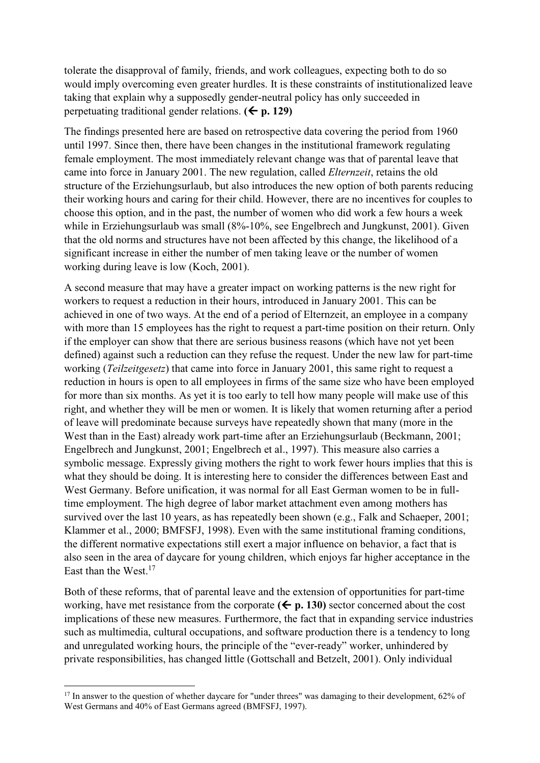tolerate the disapproval of family, friends, and work colleagues, expecting both to do so would imply overcoming even greater hurdles. It is these constraints of institutionalized leave taking that explain why a supposedly gender-neutral policy has only succeeded in perpetuating traditional gender relations. **(← p. 129)**

The findings presented here are based on retrospective data covering the period from 1960 until 1997. Since then, there have been changes in the institutional framework regulating female employment. The most immediately relevant change was that of parental leave that came into force in January 2001. The new regulation, called *Elternzeit*, retains the old structure of the Erziehungsurlaub, but also introduces the new option of both parents reducing their working hours and caring for their child. However, there are no incentives for couples to choose this option, and in the past, the number of women who did work a few hours a week while in Erziehungsurlaub was small (8%-10%, see Engelbrech and Jungkunst, 2001). Given that the old norms and structures have not been affected by this change, the likelihood of a significant increase in either the number of men taking leave or the number of women working during leave is low (Koch, 2001).

A second measure that may have a greater impact on working patterns is the new right for workers to request a reduction in their hours, introduced in January 2001. This can be achieved in one of two ways. At the end of a period of Elternzeit, an employee in a company with more than 15 employees has the right to request a part-time position on their return. Only if the employer can show that there are serious business reasons (which have not yet been defined) against such a reduction can they refuse the request. Under the new law for part-time working (*Teilzeitgesetz*) that came into force in January 2001, this same right to request a reduction in hours is open to all employees in firms of the same size who have been employed for more than six months. As yet it is too early to tell how many people will make use of this right, and whether they will be men or women. It is likely that women returning after a period of leave will predominate because surveys have repeatedly shown that many (more in the West than in the East) already work part-time after an Erziehungsurlaub (Beckmann, 2001; Engelbrech and Jungkunst, 2001; Engelbrech et al., 1997). This measure also carries a symbolic message. Expressly giving mothers the right to work fewer hours implies that this is what they should be doing. It is interesting here to consider the differences between East and West Germany. Before unification, it was normal for all East German women to be in full-time employment. The high degree of labor market attachment even among mothers has survived over the last 10 years, as has repeatedly been shown (e.g., Falk and Schaeper, 2001; Klammer et al., 2000; BMFSFJ, 1998). Even with the same institutional framing conditions, the different normative expectations still exert a major influence on behavior, a fact that is also seen in the area of daycare for young children, which enjoys far higher acceptance in the East than the West.[17]

Both of these reforms, that of parental leave and the extension of opportunities for part-time working, have met resistance from the corporate **(← p. 130)** sector concerned about the cost implications of these new measures. Furthermore, the fact that in expanding service industries such as multimedia, cultural occupations, and software production there is a tendency to long and unregulated working hours, the principle of the "ever-ready" worker, unhindered by private responsibilities, has changed little (Gottschall and Betzelt, 2001). Only individual

[17] In answer to the question of whether daycare for "under threes" was damaging to their development, 62% of West Germans and 40% of East Germans agreed (BMFSFJ, 1997).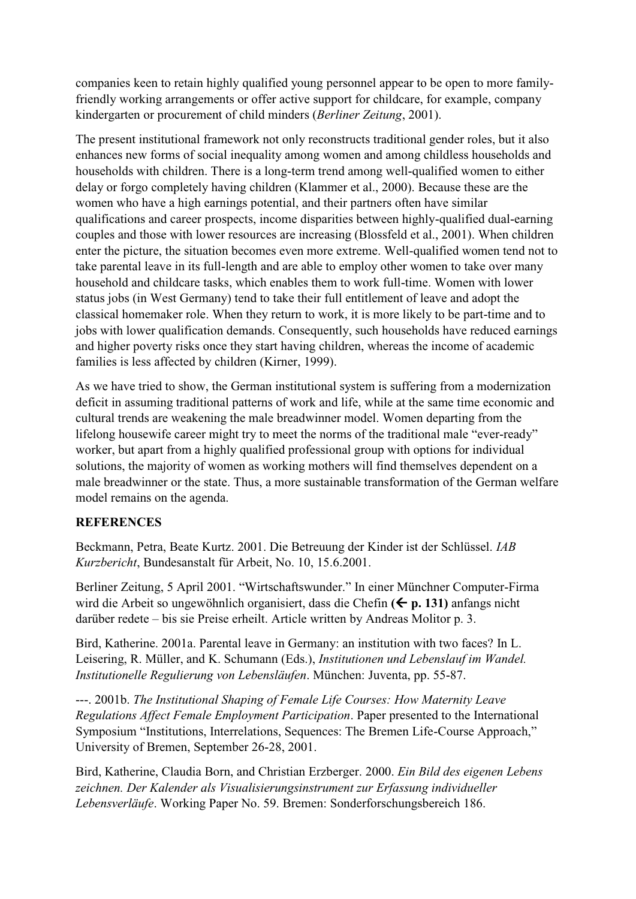companies keen to retain highly qualified young personnel appear to be open to more family-friendly working arrangements or offer active support for childcare, for example, company kindergarten or procurement of child minders (*Berliner Zeitung*, 2001).

The present institutional framework not only reconstructs traditional gender roles, but it also enhances new forms of social inequality among women and among childless households and households with children. There is a long-term trend among well-qualified women to either delay or forgo completely having children (Klammer et al., 2000). Because these are the women who have a high earnings potential, and their partners often have similar qualifications and career prospects, income disparities between highly-qualified dual-earning couples and those with lower resources are increasing (Blossfeld et al., 2001). When children enter the picture, the situation becomes even more extreme. Well-qualified women tend not to take parental leave in its full-length and are able to employ other women to take over many household and childcare tasks, which enables them to work full-time. Women with lower status jobs (in West Germany) tend to take their full entitlement of leave and adopt the classical homemaker role. When they return to work, it is more likely to be part-time and to jobs with lower qualification demands. Consequently, such households have reduced earnings and higher poverty risks once they start having children, whereas the income of academic families is less affected by children (Kirner, 1999).

As we have tried to show, the German institutional system is suffering from a modernization deficit in assuming traditional patterns of work and life, while at the same time economic and cultural trends are weakening the male breadwinner model. Women departing from the lifelong housewife career might try to meet the norms of the traditional male "ever-ready" worker, but apart from a highly qualified professional group with options for individual solutions, the majority of women as working mothers will find themselves dependent on a male breadwinner or the state. Thus, a more sustainable transformation of the German welfare model remains on the agenda.

## REFERENCES

Beckmann, Petra, Beate Kurtz. 2001. Die Betreuung der Kinder ist der Schlüssel. *IAB Kurzbericht*, Bundesanstalt für Arbeit, No. 10, 15.6.2001.

Berliner Zeitung, 5 April 2001. "Wirtschaftswunder." In einer Münchner Computer-Firma wird die Arbeit so ungewöhnlich organisiert, dass die Chefin **(← p. 131)** anfangs nicht darüber redete – bis sie Preise erheilt. Article written by Andreas Molitor p. 3.

Bird, Katherine. 2001a. Parental leave in Germany: an institution with two faces? In L. Leisering, R. Müller, and K. Schumann (Eds.), *Institutionen und Lebenslauf im Wandel. Institutionelle Regulierung von Lebensläufen*. München: Juventa, pp. 55-87.

---. 2001b. *The Institutional Shaping of Female Life Courses: How Maternity Leave Regulations Affect Female Employment Participation*. Paper presented to the International Symposium "Institutions, Interrelations, Sequences: The Bremen Life-Course Approach," University of Bremen, September 26-28, 2001.

Bird, Katherine, Claudia Born, and Christian Erzberger. 2000. *Ein Bild des eigenen Lebens zeichnen. Der Kalender als Visualisierungsinstrument zur Erfassung individueller Lebensverläufe*. Working Paper No. 59. Bremen: Sonderforschungsbereich 186.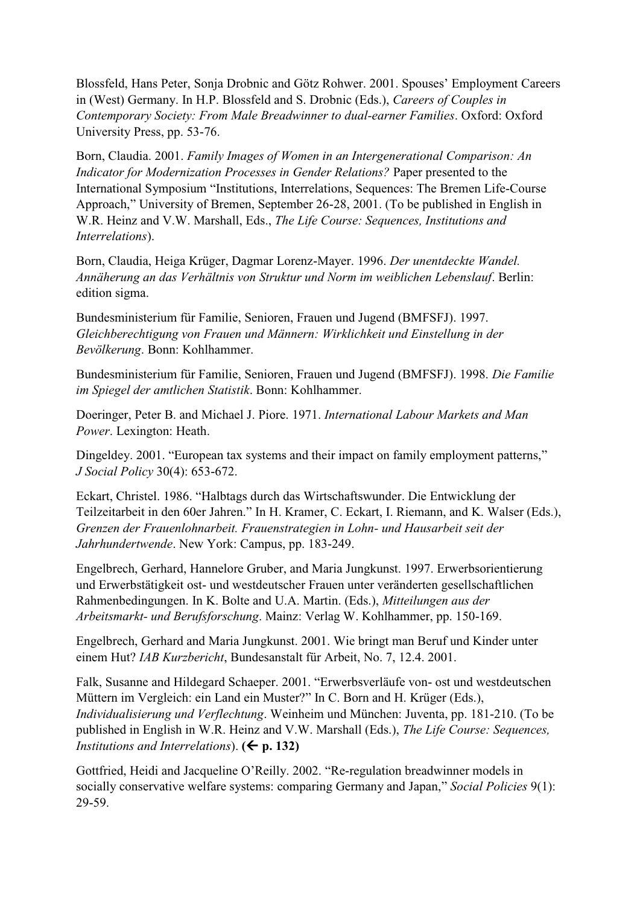Blossfeld, Hans Peter, Sonja Drobnic and Götz Rohwer. 2001. Spouses' Employment Careers in (West) Germany. In H.P. Blossfeld and S. Drobnic (Eds.), *Careers of Couples in Contemporary Society: From Male Breadwinner to dual-earner Families*. Oxford: Oxford University Press, pp. 53-76.

Born, Claudia. 2001. *Family Images of Women in an Intergenerational Comparison: An Indicator for Modernization Processes in Gender Relations?* Paper presented to the International Symposium "Institutions, Interrelations, Sequences: The Bremen Life-Course Approach," University of Bremen, September 26-28, 2001. (To be published in English in W.R. Heinz and V.W. Marshall, Eds., *The Life Course: Sequences, Institutions and Interrelations*).

Born, Claudia, Heiga Krüger, Dagmar Lorenz-Mayer. 1996. *Der unentdeckte Wandel. Annäherung an das Verhältnis von Struktur und Norm im weiblichen Lebenslauf*. Berlin: edition sigma.

Bundesministerium für Familie, Senioren, Frauen und Jugend (BMFSFJ). 1997. *Gleichberechtigung von Frauen und Männern: Wirklichkeit und Einstellung in der Bevölkerung*. Bonn: Kohlhammer.

Bundesministerium für Familie, Senioren, Frauen und Jugend (BMFSFJ). 1998. *Die Familie im Spiegel der amtlichen Statistik*. Bonn: Kohlhammer.

Doeringer, Peter B. and Michael J. Piore. 1971. *International Labour Markets and Man Power*. Lexington: Heath.

Dingeldey. 2001. "European tax systems and their impact on family employment patterns," *J Social Policy* 30(4): 653-672.

Eckart, Christel. 1986. "Halbtags durch das Wirtschaftswunder. Die Entwicklung der Teilzeitarbeit in den 60er Jahren." In H. Kramer, C. Eckart, I. Riemann, and K. Walser (Eds.), *Grenzen der Frauenlohnarbeit. Frauenstrategien in Lohn- und Hausarbeit seit der Jahrhundertwende*. New York: Campus, pp. 183-249.

Engelbrech, Gerhard, Hannelore Gruber, and Maria Jungkunst. 1997. Erwerbsorientierung und Erwerbstätigkeit ost- und westdeutscher Frauen unter veränderten gesellschaftlichen Rahmenbedingungen. In K. Bolte and U.A. Martin. (Eds.), *Mitteilungen aus der Arbeitsmarkt- und Berufsforschung*. Mainz: Verlag W. Kohlhammer, pp. 150-169.

Engelbrech, Gerhard and Maria Jungkunst. 2001. Wie bringt man Beruf und Kinder unter einem Hut? *IAB Kurzbericht*, Bundesanstalt für Arbeit, No. 7, 12.4. 2001.

Falk, Susanne and Hildegard Schaeper. 2001. "Erwerbsverläufe von- ost und westdeutschen Müttern im Vergleich: ein Land ein Muster?" In C. Born and H. Krüger (Eds.), *Individualisierung und Verflechtung*. Weinheim und München: Juventa, pp. 181-210. (To be published in English in W.R. Heinz and V.W. Marshall (Eds.), *The Life Course: Sequences, Institutions and Interrelations*). **(← p. 132)**

Gottfried, Heidi and Jacqueline O'Reilly. 2002. "Re-regulation breadwinner models in socially conservative welfare systems: comparing Germany and Japan," *Social Policies* 9(1): 29-59.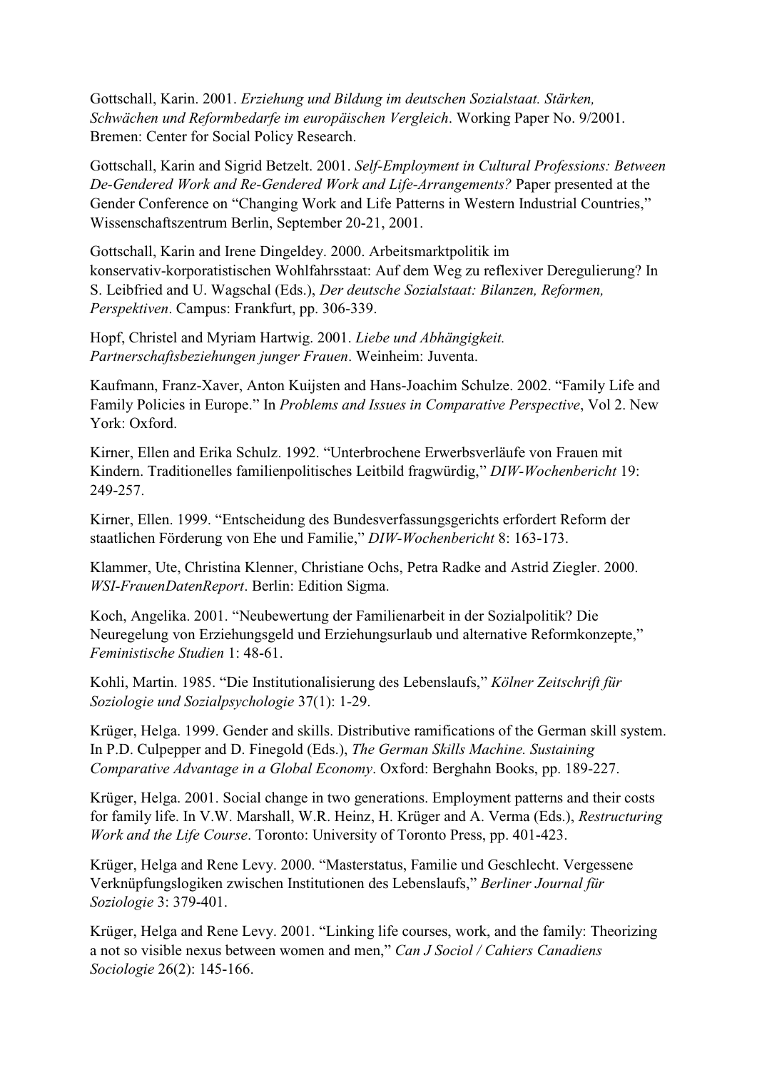Gottschall, Karin. 2001. *Erziehung und Bildung im deutschen Sozialstaat. Stärken, Schwächen und Reformbedarfe im europäischen Vergleich*. Working Paper No. 9/2001. Bremen: Center for Social Policy Research.

Gottschall, Karin and Sigrid Betzelt. 2001. *Self-Employment in Cultural Professions: Between De-Gendered Work and Re-Gendered Work and Life-Arrangements?* Paper presented at the Gender Conference on "Changing Work and Life Patterns in Western Industrial Countries," Wissenschaftszentrum Berlin, September 20-21, 2001.

Gottschall, Karin and Irene Dingeldey. 2000. Arbeitsmarktpolitik im konservativ-korporatistischen Wohlfahrsstaat: Auf dem Weg zu reflexiver Deregulierung? In S. Leibfried and U. Wagschal (Eds.), *Der deutsche Sozialstaat: Bilanzen, Reformen, Perspektiven*. Campus: Frankfurt, pp. 306-339.

Hopf, Christel and Myriam Hartwig. 2001. *Liebe und Abhängigkeit. Partnerschaftsbeziehungen junger Frauen*. Weinheim: Juventa.

Kaufmann, Franz-Xaver, Anton Kuijsten and Hans-Joachim Schulze. 2002. "Family Life and Family Policies in Europe." In *Problems and Issues in Comparative Perspective*, Vol 2. New York: Oxford.

Kirner, Ellen and Erika Schulz. 1992. "Unterbrochene Erwerbsverläufe von Frauen mit Kindern. Traditionelles familienpolitisches Leitbild fragwürdig," *DIW-Wochenbericht* 19: 249-257.

Kirner, Ellen. 1999. "Entscheidung des Bundesverfassungsgerichts erfordert Reform der staatlichen Förderung von Ehe und Familie," *DIW-Wochenbericht* 8: 163-173.

Klammer, Ute, Christina Klenner, Christiane Ochs, Petra Radke and Astrid Ziegler. 2000. *WSI-FrauenDatenReport*. Berlin: Edition Sigma.

Koch, Angelika. 2001. "Neubewertung der Familienarbeit in der Sozialpolitik? Die Neuregelung von Erziehungsgeld und Erziehungsurlaub und alternative Reformkonzepte," *Feministische Studien* 1: 48-61.

Kohli, Martin. 1985. "Die Institutionalisierung des Lebenslaufs," *Kölner Zeitschrift für Soziologie und Sozialpsychologie* 37(1): 1-29.

Krüger, Helga. 1999. Gender and skills. Distributive ramifications of the German skill system. In P.D. Culpepper and D. Finegold (Eds.), *The German Skills Machine. Sustaining Comparative Advantage in a Global Economy*. Oxford: Berghahn Books, pp. 189-227.

Krüger, Helga. 2001. Social change in two generations. Employment patterns and their costs for family life. In V.W. Marshall, W.R. Heinz, H. Krüger and A. Verma (Eds.), *Restructuring Work and the Life Course*. Toronto: University of Toronto Press, pp. 401-423.

Krüger, Helga and Rene Levy. 2000. "Masterstatus, Familie und Geschlecht. Vergessene Verknüpfungslogiken zwischen Institutionen des Lebenslaufs," *Berliner Journal für Soziologie* 3: 379-401.

Krüger, Helga and Rene Levy. 2001. "Linking life courses, work, and the family: Theorizing a not so visible nexus between women and men," *Can J Sociol / Cahiers Canadiens Sociologie* 26(2): 145-166.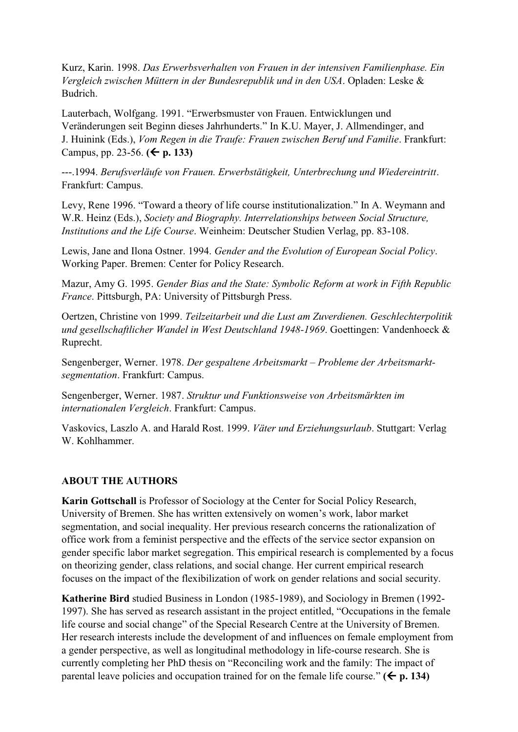Kurz, Karin. 1998. *Das Erwerbsverhalten von Frauen in der intensiven Familienphase. Ein Vergleich zwischen Müttern in der Bundesrepublik und in den USA*. Opladen: Leske & Budrich.

Lauterbach, Wolfgang. 1991. "Erwerbsmuster von Frauen. Entwicklungen und Veränderungen seit Beginn dieses Jahrhunderts." In K.U. Mayer, J. Allmendinger, and J. Huinink (Eds.), *Vom Regen in die Traufe: Frauen zwischen Beruf und Familie*. Frankfurt: Campus, pp. 23-56. **(← p. 133)**

---.1994. *Berufsverläufe von Frauen. Erwerbstätigkeit, Unterbrechung und Wiedereintritt*. Frankfurt: Campus.

Levy, Rene 1996. "Toward a theory of life course institutionalization." In A. Weymann and W.R. Heinz (Eds.), *Society and Biography. Interrelationships between Social Structure, Institutions and the Life Course*. Weinheim: Deutscher Studien Verlag, pp. 83-108.

Lewis, Jane and Ilona Ostner. 1994. *Gender and the Evolution of European Social Policy*. Working Paper. Bremen: Center for Policy Research.

Mazur, Amy G. 1995. *Gender Bias and the State: Symbolic Reform at work in Fifth Republic France*. Pittsburgh, PA: University of Pittsburgh Press.

Oertzen, Christine von 1999. *Teilzeitarbeit und die Lust am Zuverdienen. Geschlechterpolitik und gesellschaftlicher Wandel in West Deutschland 1948-1969*. Goettingen: Vandenhoeck & Ruprecht.

Sengenberger, Werner. 1978. *Der gespaltene Arbeitsmarkt – Probleme der Arbeitsmarkt-segmentation*. Frankfurt: Campus.

Sengenberger, Werner. 1987. *Struktur und Funktionsweise von Arbeitsmärkten im internationalen Vergleich*. Frankfurt: Campus.

Vaskovics, Laszlo A. and Harald Rost. 1999. *Väter und Erziehungsurlaub*. Stuttgart: Verlag W. Kohlhammer.

## ABOUT THE AUTHORS

**Karin Gottschall** is Professor of Sociology at the Center for Social Policy Research, University of Bremen. She has written extensively on women's work, labor market segmentation, and social inequality. Her previous research concerns the rationalization of office work from a feminist perspective and the effects of the service sector expansion on gender specific labor market segregation. This empirical research is complemented by a focus on theorizing gender, class relations, and social change. Her current empirical research focuses on the impact of the flexibilization of work on gender relations and social security.

**Katherine Bird** studied Business in London (1985-1989), and Sociology in Bremen (1992-1997). She has served as research assistant in the project entitled, "Occupations in the female life course and social change" of the Special Research Centre at the University of Bremen. Her research interests include the development of and influences on female employment from a gender perspective, as well as longitudinal methodology in life-course research. She is currently completing her PhD thesis on "Reconciling work and the family: The impact of parental leave policies and occupation trained for on the female life course." **(← p. 134)**